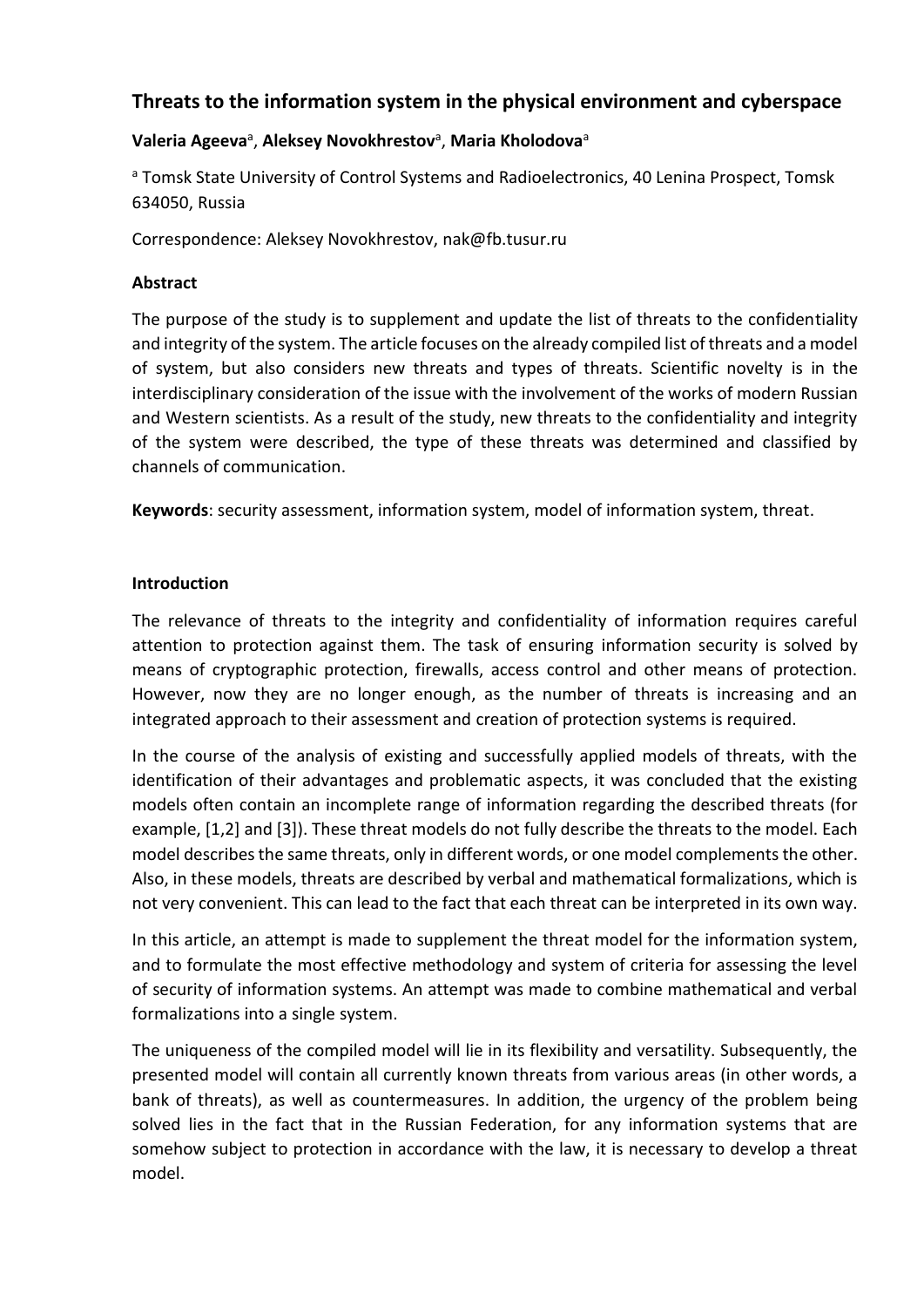# Threats to the information system in the physical environment and cyberspace

**Valeria Ageeva**[a], **Aleksey Novokhrestov**[a], **Maria Kholodova**[a]

[a] Tomsk State University of Control Systems and Radioelectronics, 40 Lenina Prospect, Tomsk 634050, Russia

Correspondence: Aleksey Novokhrestov, nak@fb.tusur.ru

### Abstract

The purpose of the study is to supplement and update the list of threats to the confidentiality and integrity of the system. The article focuses on the already compiled list of threats and a model of system, but also considers new threats and types of threats. Scientific novelty is in the interdisciplinary consideration of the issue with the involvement of the works of modern Russian and Western scientists. As a result of the study, new threats to the confidentiality and integrity of the system were described, the type of these threats was determined and classified by channels of communication.

**Keywords**: security assessment, information system, model of information system, threat.

### Introduction

The relevance of threats to the integrity and confidentiality of information requires careful attention to protection against them. The task of ensuring information security is solved by means of cryptographic protection, firewalls, access control and other means of protection. However, now they are no longer enough, as the number of threats is increasing and an integrated approach to their assessment and creation of protection systems is required.

In the course of the analysis of existing and successfully applied models of threats, with the identification of their advantages and problematic aspects, it was concluded that the existing models often contain an incomplete range of information regarding the described threats (for example, [1,2] and [3]). These threat models do not fully describe the threats to the model. Each model describes the same threats, only in different words, or one model complements the other. Also, in these models, threats are described by verbal and mathematical formalizations, which is not very convenient. This can lead to the fact that each threat can be interpreted in its own way.

In this article, an attempt is made to supplement the threat model for the information system, and to formulate the most effective methodology and system of criteria for assessing the level of security of information systems. An attempt was made to combine mathematical and verbal formalizations into a single system.

The uniqueness of the compiled model will lie in its flexibility and versatility. Subsequently, the presented model will contain all currently known threats from various areas (in other words, a bank of threats), as well as countermeasures. In addition, the urgency of the problem being solved lies in the fact that in the Russian Federation, for any information systems that are somehow subject to protection in accordance with the law, it is necessary to develop a threat model.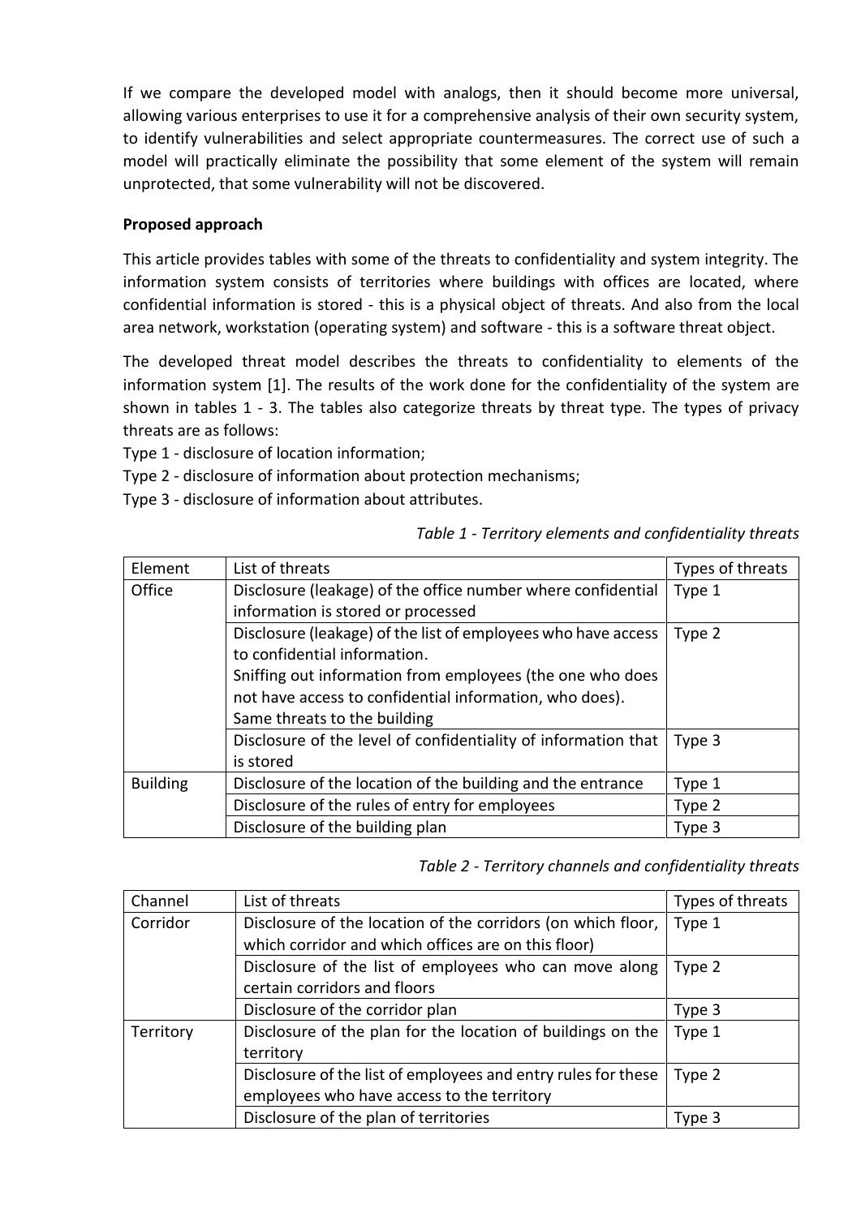If we compare the developed model with analogs, then it should become more universal, allowing various enterprises to use it for a comprehensive analysis of their own security system, to identify vulnerabilities and select appropriate countermeasures. The correct use of such a model will practically eliminate the possibility that some element of the system will remain unprotected, that some vulnerability will not be discovered.

**Proposed approach**

This article provides tables with some of the threats to confidentiality and system integrity. The information system consists of territories where buildings with offices are located, where confidential information is stored - this is a physical object of threats. And also from the local area network, workstation (operating system) and software - this is a software threat object.

The developed threat model describes the threats to confidentiality to elements of the information system [1]. The results of the work done for the confidentiality of the system are shown in tables 1 - 3. The tables also categorize threats by threat type. The types of privacy threats are as follows:

Type 1 - disclosure of location information;

Type 2 - disclosure of information about protection mechanisms;

Type 3 - disclosure of information about attributes.

*Table 1 - Territory elements and confidentiality threats*

| Element | List of threats | Types of threats |
| --- | --- | --- |
| Office | Disclosure (leakage) of the office number where confidential information is stored or processed | Type 1 |
| | Disclosure (leakage) of the list of employees who have access to confidential information. Sniffing out information from employees (the one who does not have access to confidential information, who does). Same threats to the building | Type 2 |
| | Disclosure of the level of confidentiality of information that is stored | Type 3 |
| Building | Disclosure of the location of the building and the entrance | Type 1 |
| | Disclosure of the rules of entry for employees | Type 2 |
| | Disclosure of the building plan | Type 3 |

*Table 2 - Territory channels and confidentiality threats*

| Channel | List of threats | Types of threats |
| --- | --- | --- |
| Corridor | Disclosure of the location of the corridors (on which floor, which corridor and which offices are on this floor) | Type 1 |
| | Disclosure of the list of employees who can move along certain corridors and floors | Type 2 |
| | Disclosure of the corridor plan | Type 3 |
| Territory | Disclosure of the plan for the location of buildings on the territory | Type 1 |
| | Disclosure of the list of employees and entry rules for these employees who have access to the territory | Type 2 |
| | Disclosure of the plan of territories | Type 3 |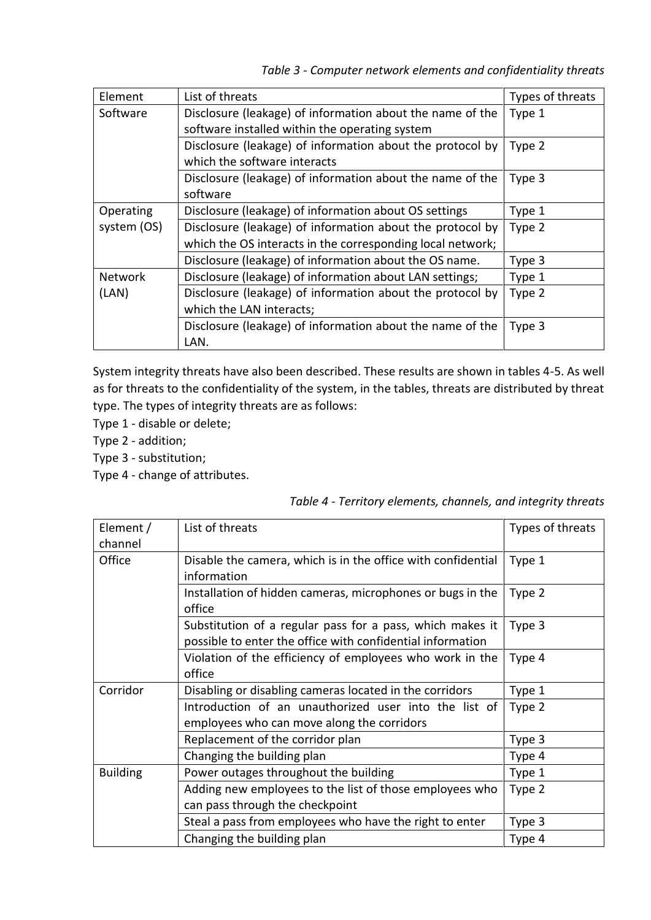*Table 3 - Computer network elements and confidentiality threats*

| Element | List of threats | Types of threats |
|---|---|---|
| Software | Disclosure (leakage) of information about the name of the software installed within the operating system | Type 1 |
| | Disclosure (leakage) of information about the protocol by which the software interacts | Type 2 |
| | Disclosure (leakage) of information about the name of the software | Type 3 |
| Operating system (OS) | Disclosure (leakage) of information about OS settings | Type 1 |
| | Disclosure (leakage) of information about the protocol by which the OS interacts in the corresponding local network; | Type 2 |
| | Disclosure (leakage) of information about the OS name. | Type 3 |
| Network (LAN) | Disclosure (leakage) of information about LAN settings; | Type 1 |
| | Disclosure (leakage) of information about the protocol by which the LAN interacts; | Type 2 |
| | Disclosure (leakage) of information about the name of the LAN. | Type 3 |

System integrity threats have also been described. These results are shown in tables 4-5. As well as for threats to the confidentiality of the system, in the tables, threats are distributed by threat type. The types of integrity threats are as follows:

Type 1 - disable or delete;

Type 2 - addition;

Type 3 - substitution;

Type 4 - change of attributes.

*Table 4 - Territory elements, channels, and integrity threats*

| Element / channel | List of threats | Types of threats |
|---|---|---|
| Office | Disable the camera, which is in the office with confidential information | Type 1 |
| | Installation of hidden cameras, microphones or bugs in the office | Type 2 |
| | Substitution of a regular pass for a pass, which makes it possible to enter the office with confidential information | Type 3 |
| | Violation of the efficiency of employees who work in the office | Type 4 |
| Corridor | Disabling or disabling cameras located in the corridors | Type 1 |
| | Introduction of an unauthorized user into the list of employees who can move along the corridors | Type 2 |
| | Replacement of the corridor plan | Type 3 |
| | Changing the building plan | Type 4 |
| Building | Power outages throughout the building | Type 1 |
| | Adding new employees to the list of those employees who can pass through the checkpoint | Type 2 |
| | Steal a pass from employees who have the right to enter | Type 3 |
| | Changing the building plan | Type 4 |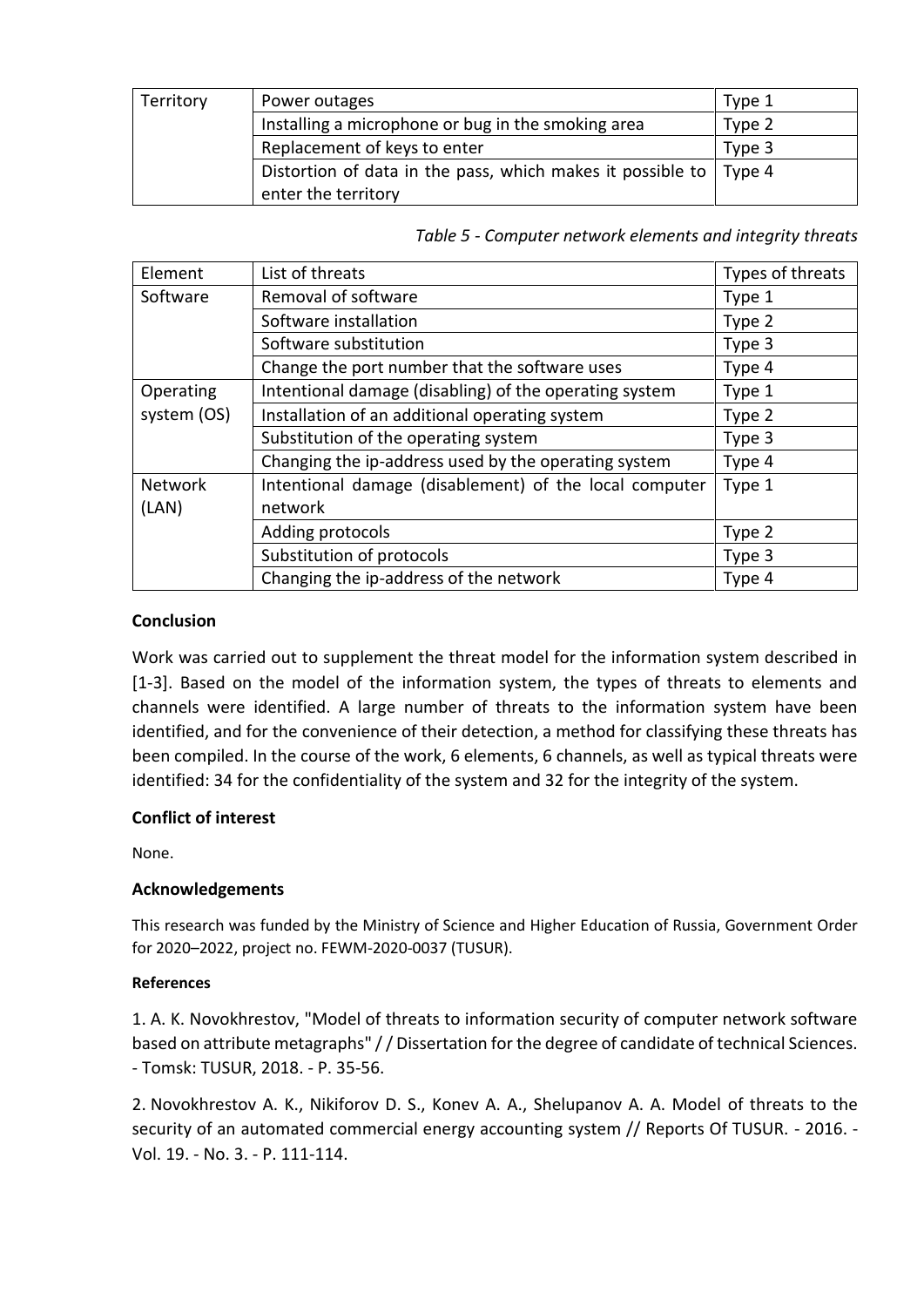| Territory | Power outages | Type 1 |
| --- | --- | --- |
| | Installing a microphone or bug in the smoking area | Type 2 |
| | Replacement of keys to enter | Type 3 |
| | Distortion of data in the pass, which makes it possible to enter the territory | Type 4 |

*Table 5 - Computer network elements and integrity threats*

| Element | List of threats | Types of threats |
| --- | --- | --- |
| Software | Removal of software | Type 1 |
| | Software installation | Type 2 |
| | Software substitution | Type 3 |
| | Change the port number that the software uses | Type 4 |
| Operating system (OS) | Intentional damage (disabling) of the operating system | Type 1 |
| | Installation of an additional operating system | Type 2 |
| | Substitution of the operating system | Type 3 |
| | Changing the ip-address used by the operating system | Type 4 |
| Network (LAN) | Intentional damage (disablement) of the local computer network | Type 1 |
| | Adding protocols | Type 2 |
| | Substitution of protocols | Type 3 |
| | Changing the ip-address of the network | Type 4 |

## Conclusion

Work was carried out to supplement the threat model for the information system described in [1-3]. Based on the model of the information system, the types of threats to elements and channels were identified. A large number of threats to the information system have been identified, and for the convenience of their detection, a method for classifying these threats has been compiled. In the course of the work, 6 elements, 6 channels, as well as typical threats were identified: 34 for the confidentiality of the system and 32 for the integrity of the system.

## Conflict of interest

None.

## Acknowledgements

This research was funded by the Ministry of Science and Higher Education of Russia, Government Order for 2020–2022, project no. FEWM-2020-0037 (TUSUR).

### References

1. A. K. Novokhrestov, "Model of threats to information security of computer network software based on attribute metagraphs" / / Dissertation for the degree of candidate of technical Sciences. - Tomsk: TUSUR, 2018. - P. 35-56.

2. Novokhrestov A. K., Nikiforov D. S., Konev A. A., Shelupanov A. A. Model of threats to the security of an automated commercial energy accounting system // Reports Of TUSUR. - 2016. - Vol. 19. - No. 3. - P. 111-114.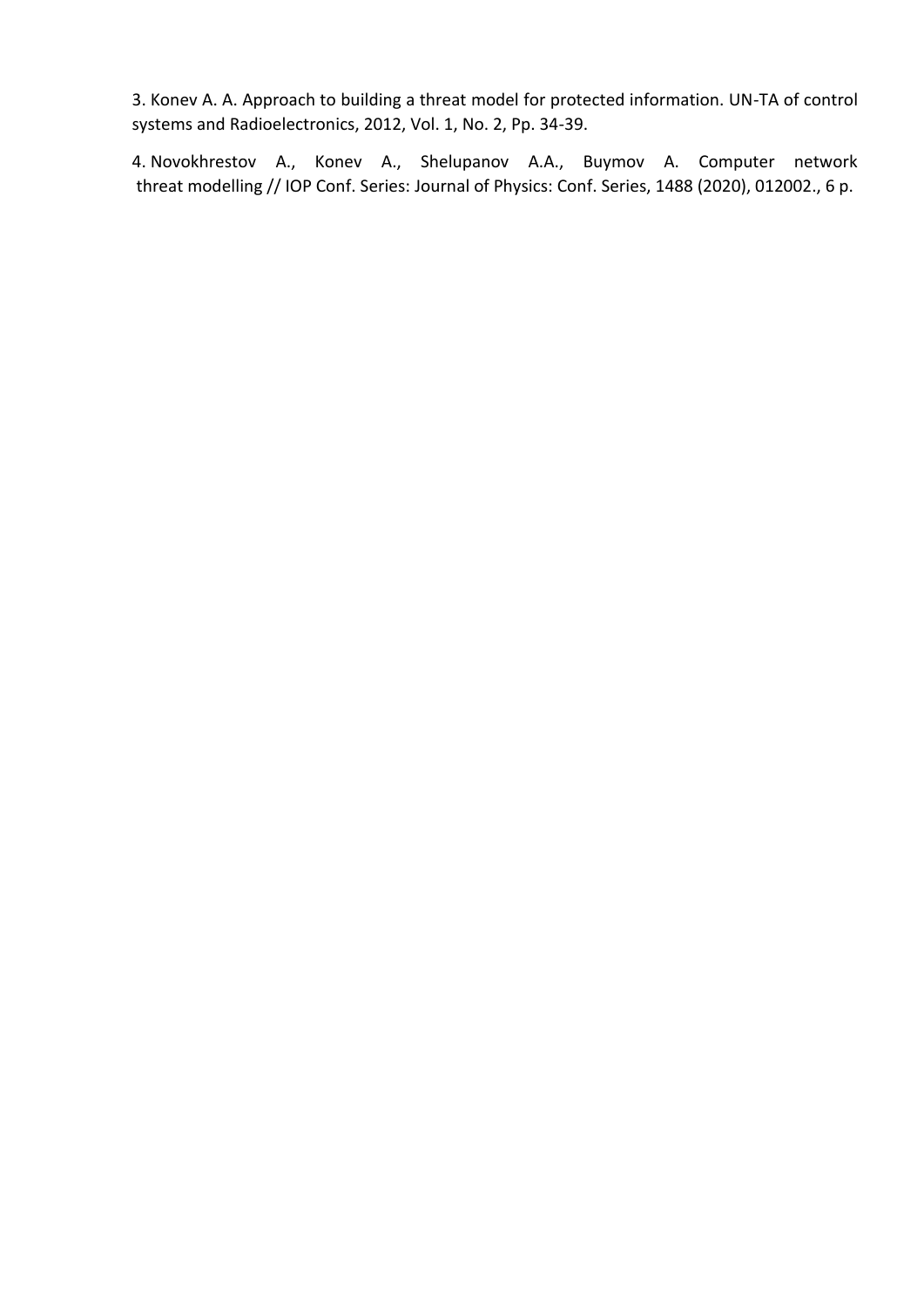3. Konev A. A. Approach to building a threat model for protected information. UN-TA of control systems and Radioelectronics, 2012, Vol. 1, No. 2, Pp. 34-39.

4. Novokhrestov A., Konev A., Shelupanov A.A., Buymov A. Computer network threat modelling // IOP Conf. Series: Journal of Physics: Conf. Series, 1488 (2020), 012002., 6 p.